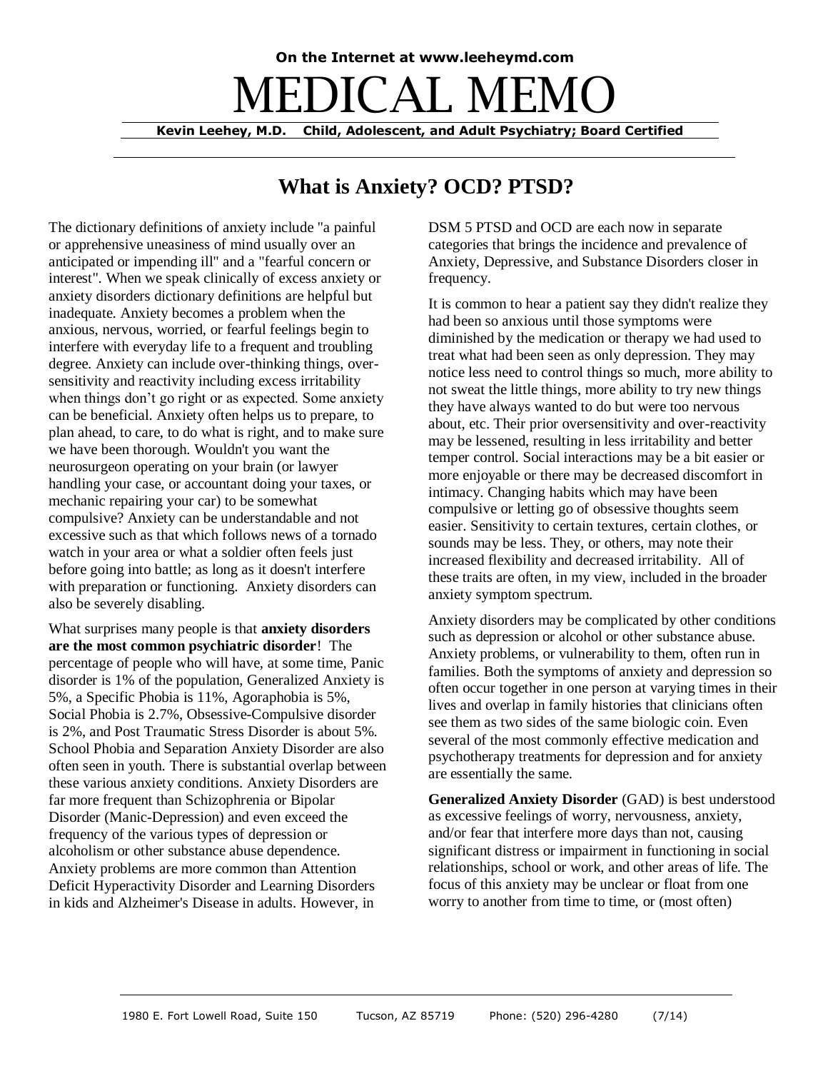On the Internet at www.leeheymd.com

# MEDICAL MEMO

**Kevin Leehey, M.D. Child, Adolescent, and Adult Psychiatry; Board Certified**

## What is Anxiety? OCD? PTSD?

The dictionary definitions of anxiety include "a painful or apprehensive uneasiness of mind usually over an anticipated or impending ill" and a "fearful concern or interest". When we speak clinically of excess anxiety or anxiety disorders dictionary definitions are helpful but inadequate. Anxiety becomes a problem when the anxious, nervous, worried, or fearful feelings begin to interfere with everyday life to a frequent and troubling degree. Anxiety can include over-thinking things, over-sensitivity and reactivity including excess irritability when things don't go right or as expected. Some anxiety can be beneficial. Anxiety often helps us to prepare, to plan ahead, to care, to do what is right, and to make sure we have been thorough. Wouldn't you want the neurosurgeon operating on your brain (or lawyer handling your case, or accountant doing your taxes, or mechanic repairing your car) to be somewhat compulsive? Anxiety can be understandable and not excessive such as that which follows news of a tornado watch in your area or what a soldier often feels just before going into battle; as long as it doesn't interfere with preparation or functioning. Anxiety disorders can also be severely disabling.

What surprises many people is that **anxiety disorders are the most common psychiatric disorder**! The percentage of people who will have, at some time, Panic disorder is 1% of the population, Generalized Anxiety is 5%, a Specific Phobia is 11%, Agoraphobia is 5%, Social Phobia is 2.7%, Obsessive-Compulsive disorder is 2%, and Post Traumatic Stress Disorder is about 5%. School Phobia and Separation Anxiety Disorder are also often seen in youth. There is substantial overlap between these various anxiety conditions. Anxiety Disorders are far more frequent than Schizophrenia or Bipolar Disorder (Manic-Depression) and even exceed the frequency of the various types of depression or alcoholism or other substance abuse dependence. Anxiety problems are more common than Attention Deficit Hyperactivity Disorder and Learning Disorders in kids and Alzheimer's Disease in adults. However, in DSM 5 PTSD and OCD are each now in separate categories that brings the incidence and prevalence of Anxiety, Depressive, and Substance Disorders closer in frequency.

It is common to hear a patient say they didn't realize they had been so anxious until those symptoms were diminished by the medication or therapy we had used to treat what had been seen as only depression. They may notice less need to control things so much, more ability to not sweat the little things, more ability to try new things they have always wanted to do but were too nervous about, etc. Their prior oversensitivity and over-reactivity may be lessened, resulting in less irritability and better temper control. Social interactions may be a bit easier or more enjoyable or there may be decreased discomfort in intimacy. Changing habits which may have been compulsive or letting go of obsessive thoughts seem easier. Sensitivity to certain textures, certain clothes, or sounds may be less. They, or others, may note their increased flexibility and decreased irritability. All of these traits are often, in my view, included in the broader anxiety symptom spectrum.

Anxiety disorders may be complicated by other conditions such as depression or alcohol or other substance abuse. Anxiety problems, or vulnerability to them, often run in families. Both the symptoms of anxiety and depression so often occur together in one person at varying times in their lives and overlap in family histories that clinicians often see them as two sides of the same biologic coin. Even several of the most commonly effective medication and psychotherapy treatments for depression and for anxiety are essentially the same.

**Generalized Anxiety Disorder** (GAD) is best understood as excessive feelings of worry, nervousness, anxiety, and/or fear that interfere more days than not, causing significant distress or impairment in functioning in social relationships, school or work, and other areas of life. The focus of this anxiety may be unclear or float from one worry to another from time to time, or (most often)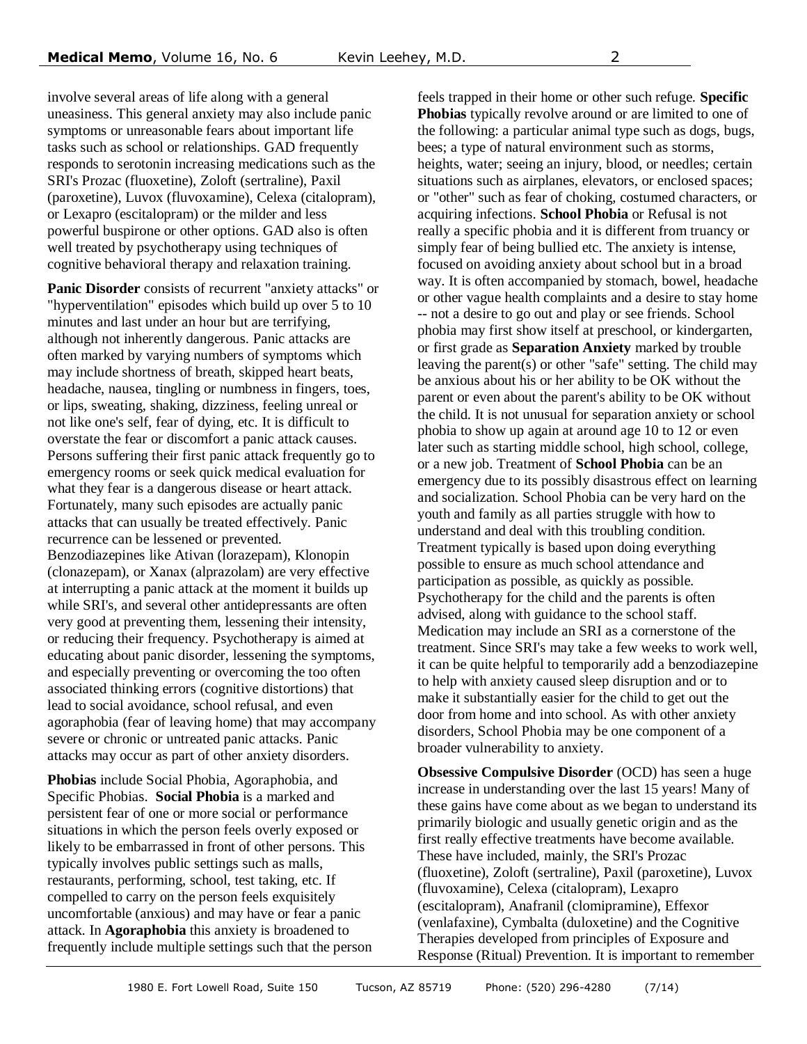involve several areas of life along with a general uneasiness. This general anxiety may also include panic symptoms or unreasonable fears about important life tasks such as school or relationships. GAD frequently responds to serotonin increasing medications such as the SRI's Prozac (fluoxetine), Zoloft (sertraline), Paxil (paroxetine), Luvox (fluvoxamine), Celexa (citalopram), or Lexapro (escitalopram) or the milder and less powerful buspirone or other options. GAD also is often well treated by psychotherapy using techniques of cognitive behavioral therapy and relaxation training.

**Panic Disorder** consists of recurrent "anxiety attacks" or "hyperventilation" episodes which build up over 5 to 10 minutes and last under an hour but are terrifying, although not inherently dangerous. Panic attacks are often marked by varying numbers of symptoms which may include shortness of breath, skipped heart beats, headache, nausea, tingling or numbness in fingers, toes, or lips, sweating, shaking, dizziness, feeling unreal or not like one's self, fear of dying, etc. It is difficult to overstate the fear or discomfort a panic attack causes. Persons suffering their first panic attack frequently go to emergency rooms or seek quick medical evaluation for what they fear is a dangerous disease or heart attack. Fortunately, many such episodes are actually panic attacks that can usually be treated effectively. Panic recurrence can be lessened or prevented. Benzodiazepines like Ativan (lorazepam), Klonopin (clonazepam), or Xanax (alprazolam) are very effective at interrupting a panic attack at the moment it builds up while SRI's, and several other antidepressants are often very good at preventing them, lessening their intensity, or reducing their frequency. Psychotherapy is aimed at educating about panic disorder, lessening the symptoms, and especially preventing or overcoming the too often associated thinking errors (cognitive distortions) that lead to social avoidance, school refusal, and even agoraphobia (fear of leaving home) that may accompany severe or chronic or untreated panic attacks. Panic attacks may occur as part of other anxiety disorders.

**Phobias** include Social Phobia, Agoraphobia, and Specific Phobias. **Social Phobia** is a marked and persistent fear of one or more social or performance situations in which the person feels overly exposed or likely to be embarrassed in front of other persons. This typically involves public settings such as malls, restaurants, performing, school, test taking, etc. If compelled to carry on the person feels exquisitely uncomfortable (anxious) and may have or fear a panic attack. In **Agoraphobia** this anxiety is broadened to frequently include multiple settings such that the person feels trapped in their home or other such refuge. **Specific Phobias** typically revolve around or are limited to one of the following: a particular animal type such as dogs, bugs, bees; a type of natural environment such as storms, heights, water; seeing an injury, blood, or needles; certain situations such as airplanes, elevators, or enclosed spaces; or "other" such as fear of choking, costumed characters, or acquiring infections. **School Phobia** or Refusal is not really a specific phobia and it is different from truancy or simply fear of being bullied etc. The anxiety is intense, focused on avoiding anxiety about school but in a broad way. It is often accompanied by stomach, bowel, headache or other vague health complaints and a desire to stay home -- not a desire to go out and play or see friends. School phobia may first show itself at preschool, or kindergarten, or first grade as **Separation Anxiety** marked by trouble leaving the parent(s) or other "safe" setting. The child may be anxious about his or her ability to be OK without the parent or even about the parent's ability to be OK without the child. It is not unusual for separation anxiety or school phobia to show up again at around age 10 to 12 or even later such as starting middle school, high school, college, or a new job. Treatment of **School Phobia** can be an emergency due to its possibly disastrous effect on learning and socialization. School Phobia can be very hard on the youth and family as all parties struggle with how to understand and deal with this troubling condition. Treatment typically is based upon doing everything possible to ensure as much school attendance and participation as possible, as quickly as possible. Psychotherapy for the child and the parents is often advised, along with guidance to the school staff. Medication may include an SRI as a cornerstone of the treatment. Since SRI's may take a few weeks to work well, it can be quite helpful to temporarily add a benzodiazepine to help with anxiety caused sleep disruption and or to make it substantially easier for the child to get out the door from home and into school. As with other anxiety disorders, School Phobia may be one component of a broader vulnerability to anxiety.

**Obsessive Compulsive Disorder** (OCD) has seen a huge increase in understanding over the last 15 years! Many of these gains have come about as we began to understand its primarily biologic and usually genetic origin and as the first really effective treatments have become available. These have included, mainly, the SRI's Prozac (fluoxetine), Zoloft (sertraline), Paxil (paroxetine), Luvox (fluvoxamine), Celexa (citalopram), Lexapro (escitalopram), Anafranil (clomipramine), Effexor (venlafaxine), Cymbalta (duloxetine) and the Cognitive Therapies developed from principles of Exposure and Response (Ritual) Prevention. It is important to remember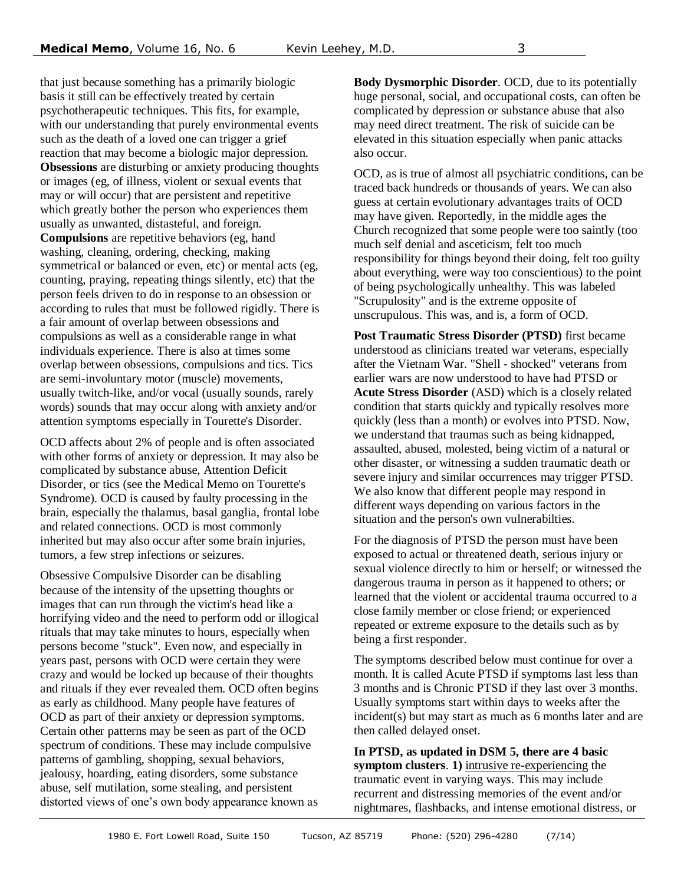that just because something has a primarily biologic basis it still can be effectively treated by certain psychotherapeutic techniques. This fits, for example, with our understanding that purely environmental events such as the death of a loved one can trigger a grief reaction that may become a biologic major depression. **Obsessions** are disturbing or anxiety producing thoughts or images (eg, of illness, violent or sexual events that may or will occur) that are persistent and repetitive which greatly bother the person who experiences them usually as unwanted, distasteful, and foreign. **Compulsions** are repetitive behaviors (eg, hand washing, cleaning, ordering, checking, making symmetrical or balanced or even, etc) or mental acts (eg, counting, praying, repeating things silently, etc) that the person feels driven to do in response to an obsession or according to rules that must be followed rigidly. There is a fair amount of overlap between obsessions and compulsions as well as a considerable range in what individuals experience. There is also at times some overlap between obsessions, compulsions and tics. Tics are semi-involuntary motor (muscle) movements, usually twitch-like, and/or vocal (usually sounds, rarely words) sounds that may occur along with anxiety and/or attention symptoms especially in Tourette's Disorder.

OCD affects about 2% of people and is often associated with other forms of anxiety or depression. It may also be complicated by substance abuse, Attention Deficit Disorder, or tics (see the Medical Memo on Tourette's Syndrome). OCD is caused by faulty processing in the brain, especially the thalamus, basal ganglia, frontal lobe and related connections. OCD is most commonly inherited but may also occur after some brain injuries, tumors, a few strep infections or seizures.

Obsessive Compulsive Disorder can be disabling because of the intensity of the upsetting thoughts or images that can run through the victim's head like a horrifying video and the need to perform odd or illogical rituals that may take minutes to hours, especially when persons become "stuck". Even now, and especially in years past, persons with OCD were certain they were crazy and would be locked up because of their thoughts and rituals if they ever revealed them. OCD often begins as early as childhood. Many people have features of OCD as part of their anxiety or depression symptoms. Certain other patterns may be seen as part of the OCD spectrum of conditions. These may include compulsive patterns of gambling, shopping, sexual behaviors, jealousy, hoarding, eating disorders, some substance abuse, self mutilation, some stealing, and persistent distorted views of one's own body appearance known as **Body Dysmorphic Disorder**. OCD, due to its potentially huge personal, social, and occupational costs, can often be complicated by depression or substance abuse that also may need direct treatment. The risk of suicide can be elevated in this situation especially when panic attacks also occur.

OCD, as is true of almost all psychiatric conditions, can be traced back hundreds or thousands of years. We can also guess at certain evolutionary advantages traits of OCD may have given. Reportedly, in the middle ages the Church recognized that some people were too saintly (too much self denial and asceticism, felt too much responsibility for things beyond their doing, felt too guilty about everything, were way too conscientious) to the point of being psychologically unhealthy. This was labeled "Scrupulosity" and is the extreme opposite of unscrupulous. This was, and is, a form of OCD.

**Post Traumatic Stress Disorder (PTSD)** first became understood as clinicians treated war veterans, especially after the Vietnam War. "Shell - shocked" veterans from earlier wars are now understood to have had PTSD or **Acute Stress Disorder** (ASD) which is a closely related condition that starts quickly and typically resolves more quickly (less than a month) or evolves into PTSD. Now, we understand that traumas such as being kidnapped, assaulted, abused, molested, being victim of a natural or other disaster, or witnessing a sudden traumatic death or severe injury and similar occurrences may trigger PTSD. We also know that different people may respond in different ways depending on various factors in the situation and the person's own vulnerabilties.

For the diagnosis of PTSD the person must have been exposed to actual or threatened death, serious injury or sexual violence directly to him or herself; or witnessed the dangerous trauma in person as it happened to others; or learned that the violent or accidental trauma occurred to a close family member or close friend; or experienced repeated or extreme exposure to the details such as by being a first responder.

The symptoms described below must continue for over a month. It is called Acute PTSD if symptoms last less than 3 months and is Chronic PTSD if they last over 3 months. Usually symptoms start within days to weeks after the incident(s) but may start as much as 6 months later and are then called delayed onset.

**In PTSD, as updated in DSM 5, there are 4 basic symptom clusters**. **1)** <u>intrusive re-experiencing</u> the traumatic event in varying ways. This may include recurrent and distressing memories of the event and/or nightmares, flashbacks, and intense emotional distress, or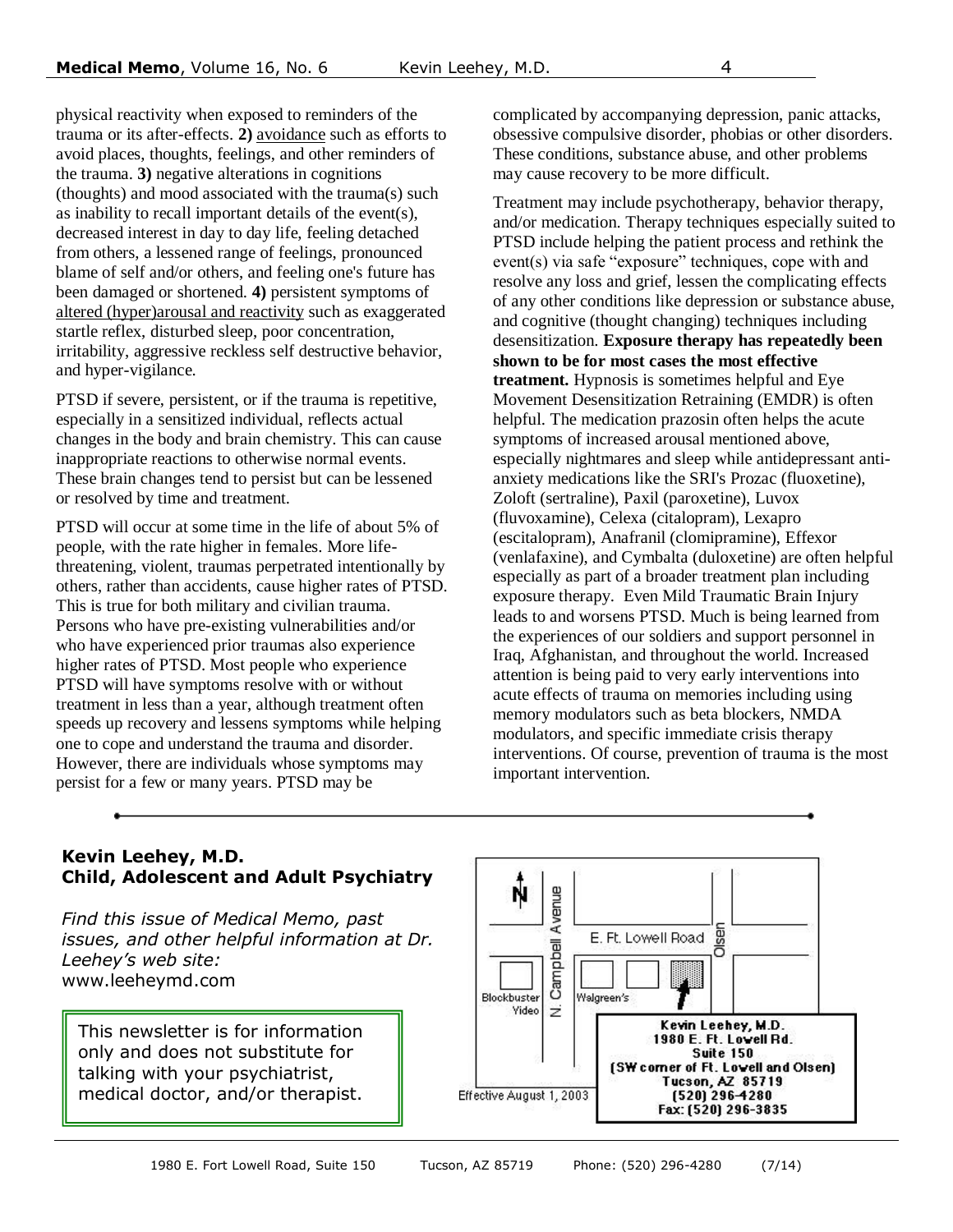physical reactivity when exposed to reminders of the trauma or its after-effects. **2)** avoidance such as efforts to avoid places, thoughts, feelings, and other reminders of the trauma. **3)** negative alterations in cognitions (thoughts) and mood associated with the trauma(s) such as inability to recall important details of the event(s), decreased interest in day to day life, feeling detached from others, a lessened range of feelings, pronounced blame of self and/or others, and feeling one's future has been damaged or shortened. **4)** persistent symptoms of altered (hyper)arousal and reactivity such as exaggerated startle reflex, disturbed sleep, poor concentration, irritability, aggressive reckless self destructive behavior, and hyper-vigilance.

PTSD if severe, persistent, or if the trauma is repetitive, especially in a sensitized individual, reflects actual changes in the body and brain chemistry. This can cause inappropriate reactions to otherwise normal events. These brain changes tend to persist but can be lessened or resolved by time and treatment.

PTSD will occur at some time in the life of about 5% of people, with the rate higher in females. More life-threatening, violent, traumas perpetrated intentionally by others, rather than accidents, cause higher rates of PTSD. This is true for both military and civilian trauma. Persons who have pre-existing vulnerabilities and/or who have experienced prior traumas also experience higher rates of PTSD. Most people who experience PTSD will have symptoms resolve with or without treatment in less than a year, although treatment often speeds up recovery and lessens symptoms while helping one to cope and understand the trauma and disorder. However, there are individuals whose symptoms may persist for a few or many years. PTSD may be complicated by accompanying depression, panic attacks, obsessive compulsive disorder, phobias or other disorders. These conditions, substance abuse, and other problems may cause recovery to be more difficult.

Treatment may include psychotherapy, behavior therapy, and/or medication. Therapy techniques especially suited to PTSD include helping the patient process and rethink the event(s) via safe "exposure" techniques, cope with and resolve any loss and grief, lessen the complicating effects of any other conditions like depression or substance abuse, and cognitive (thought changing) techniques including desensitization. **Exposure therapy has repeatedly been shown to be for most cases the most effective treatment.** Hypnosis is sometimes helpful and Eye Movement Desensitization Retraining (EMDR) is often helpful. The medication prazosin often helps the acute symptoms of increased arousal mentioned above, especially nightmares and sleep while antidepressant anti-anxiety medications like the SRI's Prozac (fluoxetine), Zoloft (sertraline), Paxil (paroxetine), Luvox (fluvoxamine), Celexa (citalopram), Lexapro (escitalopram), Anafranil (clomipramine), Effexor (venlafaxine), and Cymbalta (duloxetine) are often helpful especially as part of a broader treatment plan including exposure therapy. Even Mild Traumatic Brain Injury leads to and worsens PTSD. Much is being learned from the experiences of our soldiers and support personnel in Iraq, Afghanistan, and throughout the world. Increased attention is being paid to very early interventions into acute effects of trauma on memories including using memory modulators such as beta blockers, NMDA modulators, and specific immediate crisis therapy interventions. Of course, prevention of trauma is the most important intervention.

---

**Kevin Leehey, M.D.**
**Child, Adolescent and Adult Psychiatry**

*Find this issue of Medical Memo, past issues, and other helpful information at Dr. Leehey's web site:*
www.leeheymd.com

This newsletter is for information only and does not substitute for talking with your psychiatrist, medical doctor, and/or therapist.

N

N. Campbell Avenue

E. Ft. Lowell Road

Olsen

Blockbuster Video

Walgreen's

Effective August 1, 2003

Kevin Leehey, M.D.
1980 E. Ft. Lowell Rd.
Suite 150
(SW corner of Ft. Lowell and Olsen)
Tucson, AZ 85719
(520) 296-4280
Fax: (520) 296-3835

1980 E. Fort Lowell Road, Suite 150 Tucson, AZ 85719 Phone: (520) 296-4280 (7/14)